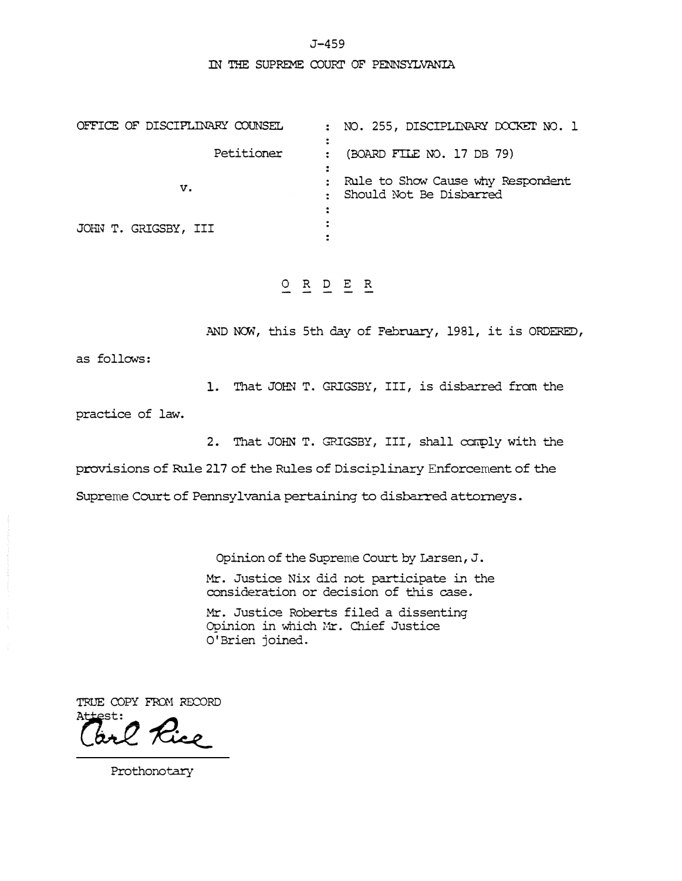J-459

IN THE SUPREME COURT OF PENNSYLVANIA

| | | |
|---|---|---|
| OFFICE OF DISCIPLINARY COUNSEL | : | NO. 255, DISCIPLINARY DOCKET NO. 1 |
| Petitioner | : | (BOARD FILE NO. 17 DB 79) |
| v. | : | Rule to Show Cause why Respondent Should Not Be Disbarred |
| JOHN T. GRIGSBY, III | : | |

O R D E R

AND NOW, this 5th day of February, 1981, it is ORDERED, as follows:

1. That JOHN T. GRIGSBY, III, is disbarred from the practice of law.

2. That JOHN T. GRIGSBY, III, shall comply with the provisions of Rule 217 of the Rules of Disciplinary Enforcement of the Supreme Court of Pennsylvania pertaining to disbarred attorneys.

Opinion of the Supreme Court by Larsen, J.

Mr. Justice Nix did not participate in the consideration or decision of this case.

Mr. Justice Roberts filed a dissenting Opinion in which Mr. Chief Justice O'Brien joined.

TRUE COPY FROM RECORD
Attest: Carl Rice

Prothonotary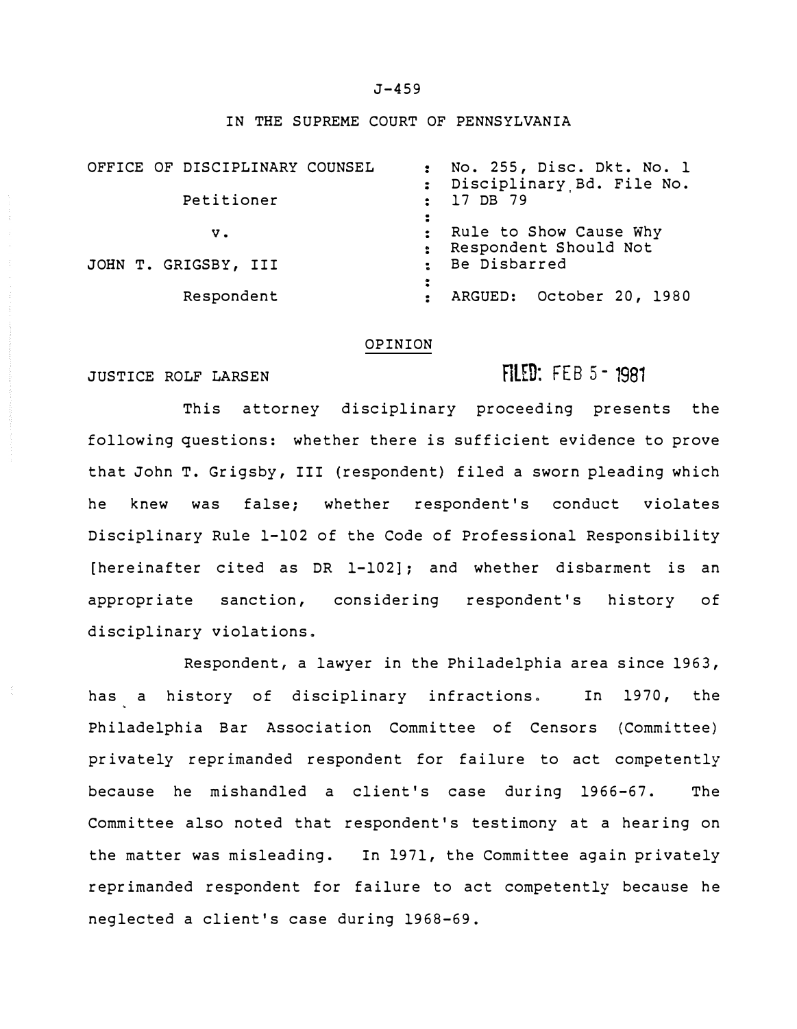J-459

IN THE SUPREME COURT OF PENNSYLVANIA

| | |
|---|---|
| OFFICE OF DISCIPLINARY COUNSEL | No. 255, Disc. Dkt. No. 1 |
| Petitioner | Disciplinary Bd. File No. 17 DB 79 |
| v. | Rule to Show Cause Why Respondent Should Not Be Disbarred |
| JOHN T. GRIGSBY, III | |
| Respondent | ARGUED: October 20, 1980 |

## OPINION

JUSTICE ROLF LARSEN

FILED: FEB 5 - 1981

This attorney disciplinary proceeding presents the following questions: whether there is sufficient evidence to prove that John T. Grigsby, III (respondent) filed a sworn pleading which he knew was false; whether respondent's conduct violates Disciplinary Rule 1-102 of the Code of Professional Responsibility [hereinafter cited as DR 1-102]; and whether disbarment is an appropriate sanction, considering respondent's history of disciplinary violations.

Respondent, a lawyer in the Philadelphia area since 1963, has a history of disciplinary infractions. In 1970, the Philadelphia Bar Association Committee of Censors (Committee) privately reprimanded respondent for failure to act competently because he mishandled a client's case during 1966-67. The Committee also noted that respondent's testimony at a hearing on the matter was misleading. In 1971, the Committee again privately reprimanded respondent for failure to act competently because he neglected a client's case during 1968-69.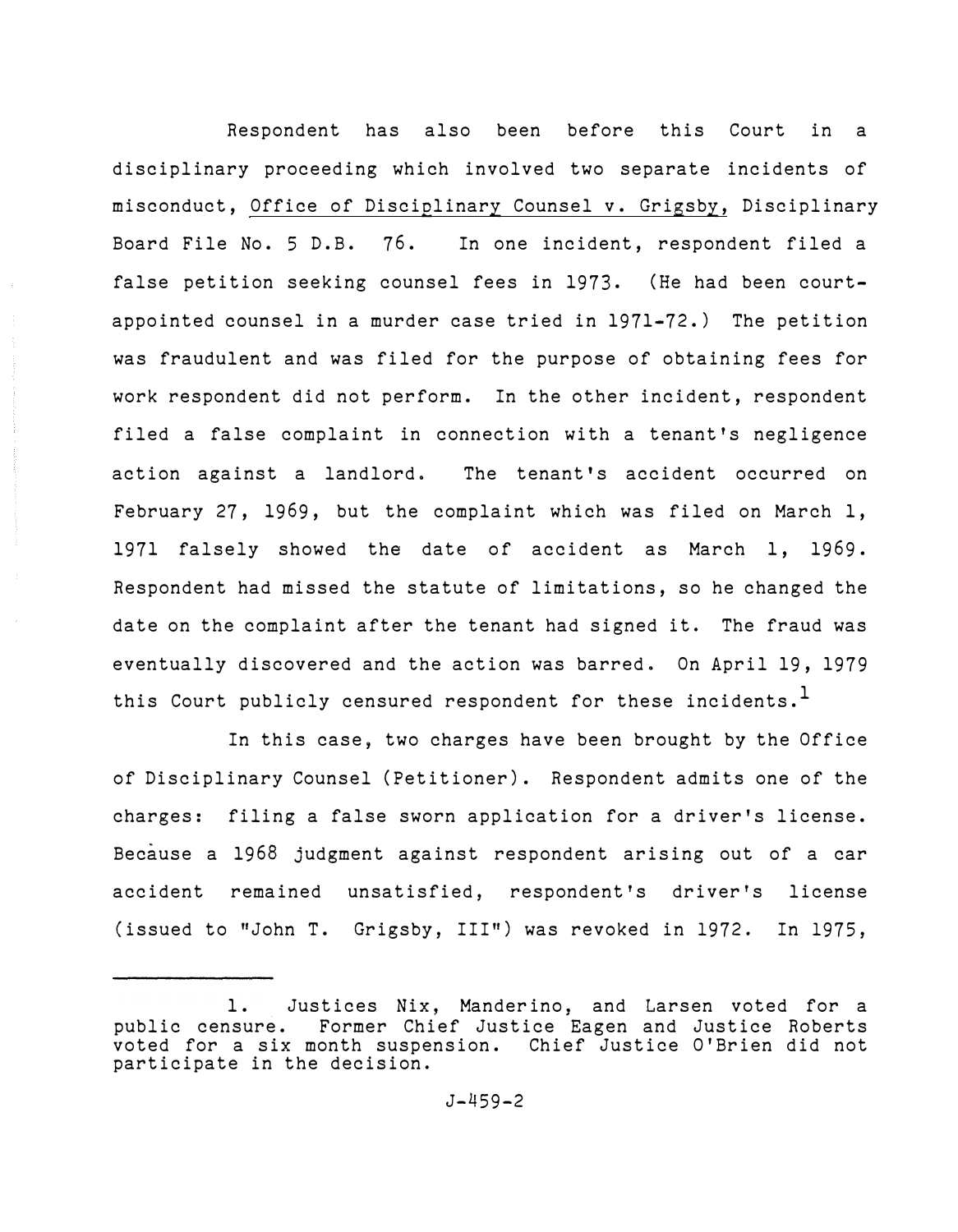Respondent has also been before this Court in a disciplinary proceeding which involved two separate incidents of misconduct, Office of Disciplinary Counsel v. Grigsby, Disciplinary Board File No. 5 D.B. 76. In one incident, respondent filed a false petition seeking counsel fees in 1973. (He had been court-appointed counsel in a murder case tried in 1971-72.) The petition was fraudulent and was filed for the purpose of obtaining fees for work respondent did not perform. In the other incident, respondent filed a false complaint in connection with a tenant's negligence action against a landlord. The tenant's accident occurred on February 27, 1969, but the complaint which was filed on March 1, 1971 falsely showed the date of accident as March 1, 1969. Respondent had missed the statute of limitations, so he changed the date on the complaint after the tenant had signed it. The fraud was eventually discovered and the action was barred. On April 19, 1979 this Court publicly censured respondent for these incidents.[1]

In this case, two charges have been brought by the Office of Disciplinary Counsel (Petitioner). Respondent admits one of the charges: filing a false sworn application for a driver's license. Because a 1968 judgment against respondent arising out of a car accident remained unsatisfied, respondent's driver's license (issued to "John T. Grigsby, III") was revoked in 1972. In 1975,

---

1. Justices Nix, Manderino, and Larsen voted for a public censure. Former Chief Justice Eagen and Justice Roberts voted for a six month suspension. Chief Justice O'Brien did not participate in the decision.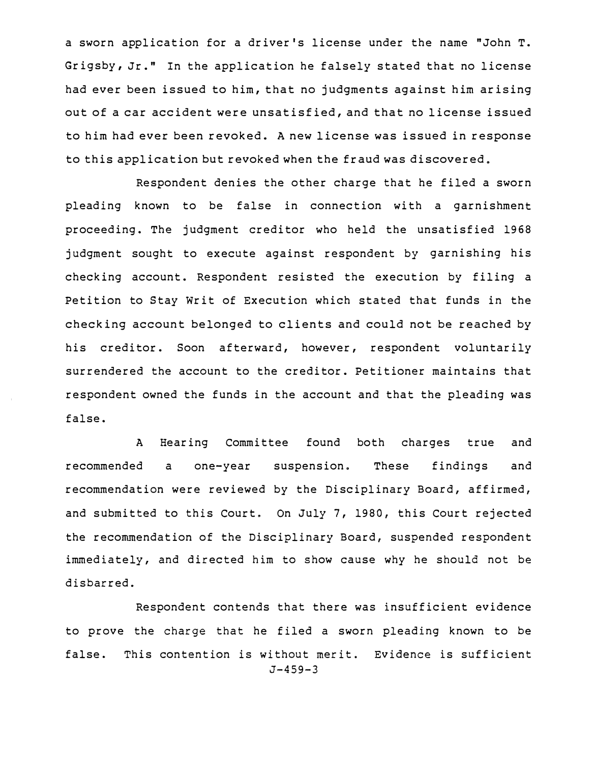a sworn application for a driver's license under the name "John T. Grigsby, Jr." In the application he falsely stated that no license had ever been issued to him, that no judgments against him arising out of a car accident were unsatisfied, and that no license issued to him had ever been revoked. A new license was issued in response to this application but revoked when the fraud was discovered.

Respondent denies the other charge that he filed a sworn pleading known to be false in connection with a garnishment proceeding. The judgment creditor who held the unsatisfied 1968 judgment sought to execute against respondent by garnishing his checking account. Respondent resisted the execution by filing a Petition to Stay Writ of Execution which stated that funds in the checking account belonged to clients and could not be reached by his creditor. Soon afterward, however, respondent voluntarily surrendered the account to the creditor. Petitioner maintains that respondent owned the funds in the account and that the pleading was false.

A Hearing Committee found both charges true and recommended a one-year suspension. These findings and recommendation were reviewed by the Disciplinary Board, affirmed, and submitted to this Court. On July 7, 1980, this Court rejected the recommendation of the Disciplinary Board, suspended respondent immediately, and directed him to show cause why he should not be disbarred.

Respondent contends that there was insufficient evidence to prove the charge that he filed a sworn pleading known to be false. This contention is without merit. Evidence is sufficient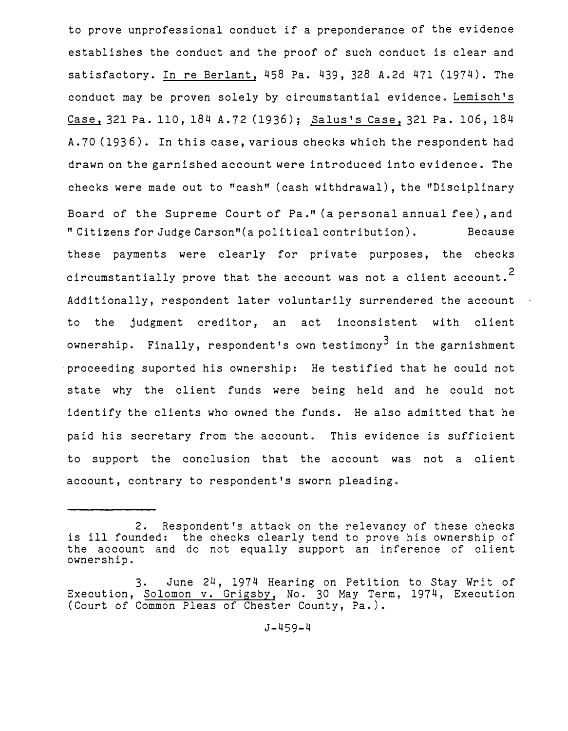to prove unprofessional conduct if a preponderance of the evidence establishes the conduct and the proof of such conduct is clear and satisfactory. In re Berlant, 458 Pa. 439, 328 A.2d 471 (1974). The conduct may be proven solely by circumstantial evidence. Lemisch's Case, 321 Pa. 110, 184 A.72 (1936); Salus's Case, 321 Pa. 106, 184 A.70 (1936). In this case, various checks which the respondent had drawn on the garnished account were introduced into evidence. The checks were made out to "cash" (cash withdrawal), the "Disciplinary Board of the Supreme Court of Pa." (a personal annual fee), and " Citizens for Judge Carson"(a political contribution). Because these payments were clearly for private purposes, the checks circumstantially prove that the account was not a client account.[2] Additionally, respondent later voluntarily surrendered the account to the judgment creditor, an act inconsistent with client ownership. Finally, respondent's own testimony[3] in the garnishment proceeding suported his ownership: He testified that he could not state why the client funds were being held and he could not identify the clients who owned the funds. He also admitted that he paid his secretary from the account. This evidence is sufficient to support the conclusion that the account was not a client account, contrary to respondent's sworn pleading.

---

2. Respondent's attack on the relevancy of these checks is ill founded: the checks clearly tend to prove his ownership of the account and do not equally support an inference of client ownership.

3. June 24, 1974 Hearing on Petition to Stay Writ of Execution, Solomon v. Grigsby, No. 30 May Term, 1974, Execution (Court of Common Pleas of Chester County, Pa.).

J-459-4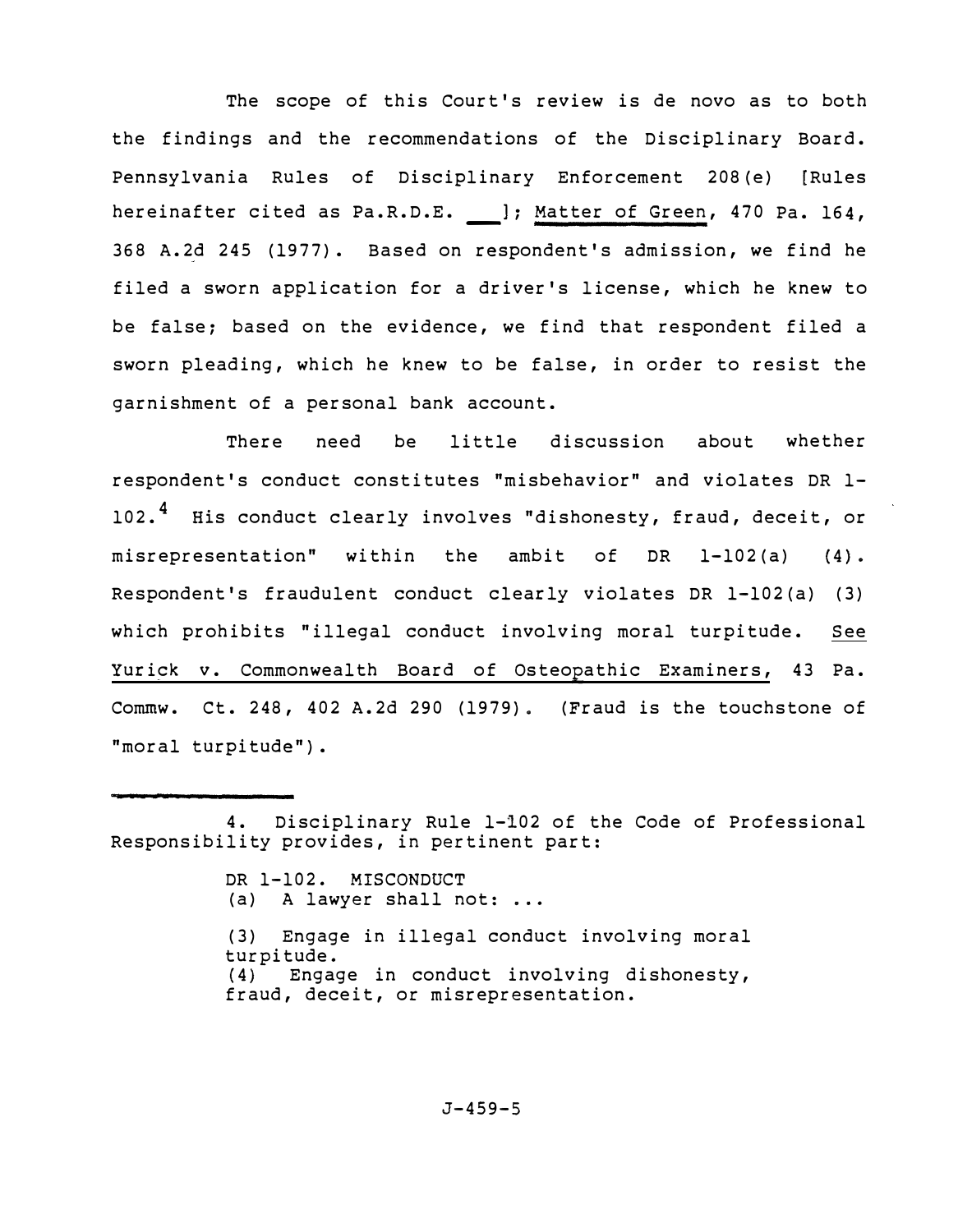The scope of this Court's review is de novo as to both the findings and the recommendations of the Disciplinary Board. Pennsylvania Rules of Disciplinary Enforcement 208(e) [Rules hereinafter cited as Pa.R.D.E. ___]; Matter of Green, 470 Pa. 164, 368 A.2d 245 (1977). Based on respondent's admission, we find he filed a sworn application for a driver's license, which he knew to be false; based on the evidence, we find that respondent filed a sworn pleading, which he knew to be false, in order to resist the garnishment of a personal bank account.

There need be little discussion about whether respondent's conduct constitutes "misbehavior" and violates DR 1-102.[4] His conduct clearly involves "dishonesty, fraud, deceit, or misrepresentation" within the ambit of DR 1-102(a) (4). Respondent's fraudulent conduct clearly violates DR 1-102(a) (3) which prohibits "illegal conduct involving moral turpitude. See Yurick v. Commonwealth Board of Osteopathic Examiners, 43 Pa. Commw. Ct. 248, 402 A.2d 290 (1979). (Fraud is the touchstone of "moral turpitude").

---

4. Disciplinary Rule 1-102 of the Code of Professional Responsibility provides, in pertinent part:

> DR 1-102. MISCONDUCT
> (a) A lawyer shall not: ...
>
> (3) Engage in illegal conduct involving moral turpitude.
> (4) Engage in conduct involving dishonesty, fraud, deceit, or misrepresentation.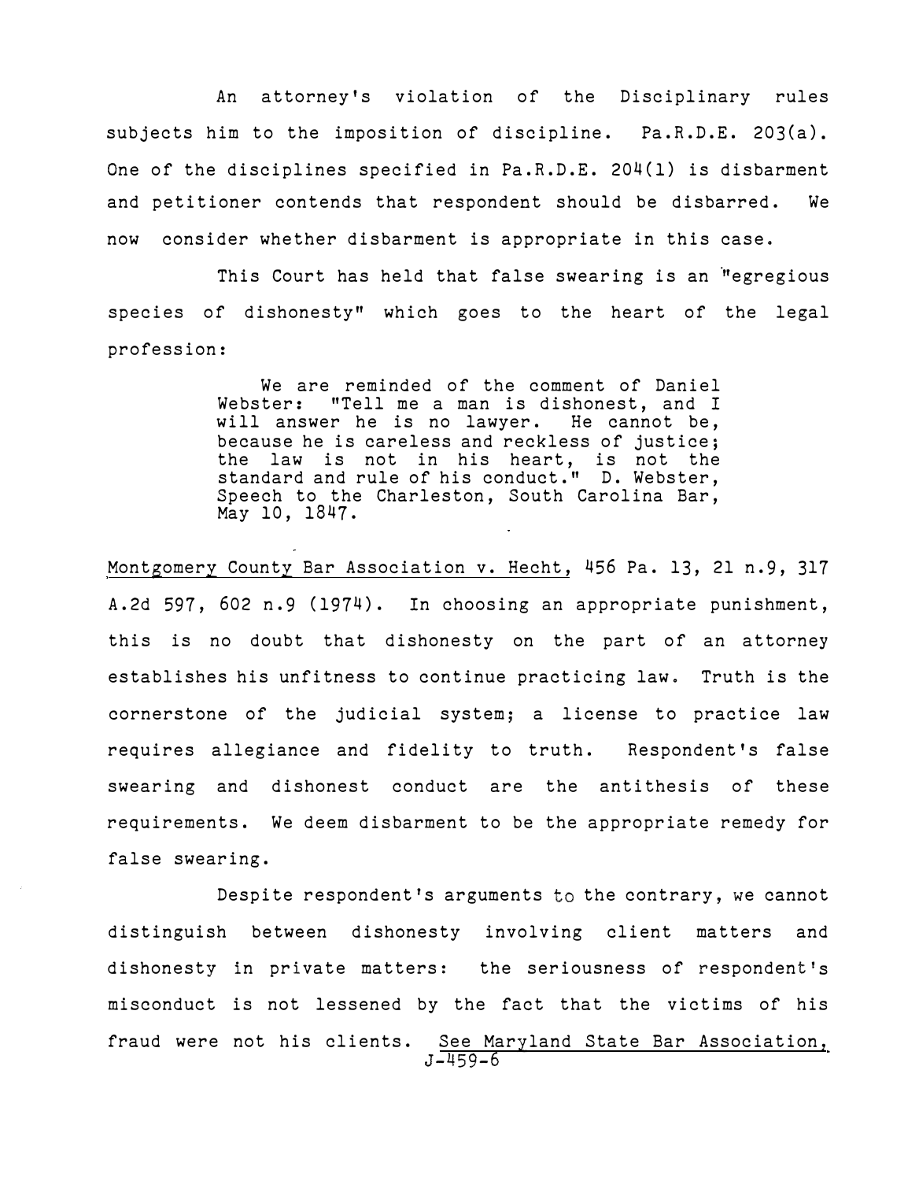An attorney's violation of the Disciplinary rules subjects him to the imposition of discipline. Pa.R.D.E. 203(a). One of the disciplines specified in Pa.R.D.E. 204(1) is disbarment and petitioner contends that respondent should be disbarred. We now consider whether disbarment is appropriate in this case.

This Court has held that false swearing is an "egregious species of dishonesty" which goes to the heart of the legal profession:

> We are reminded of the comment of Daniel Webster: "Tell me a man is dishonest, and I will answer he is no lawyer. He cannot be, because he is careless and reckless of justice; the law is not in his heart, is not the standard and rule of his conduct." D. Webster, Speech to the Charleston, South Carolina Bar, May 10, 1847.

Montgomery County Bar Association v. Hecht, 456 Pa. 13, 21 n.9, 317 A.2d 597, 602 n.9 (1974). In choosing an appropriate punishment, this is no doubt that dishonesty on the part of an attorney establishes his unfitness to continue practicing law. Truth is the cornerstone of the judicial system; a license to practice law requires allegiance and fidelity to truth. Respondent's false swearing and dishonest conduct are the antithesis of these requirements. We deem disbarment to be the appropriate remedy for false swearing.

Despite respondent's arguments to the contrary, we cannot distinguish between dishonesty involving client matters and dishonesty in private matters: the seriousness of respondent's misconduct is not lessened by the fact that the victims of his fraud were not his clients. See Maryland State Bar Association,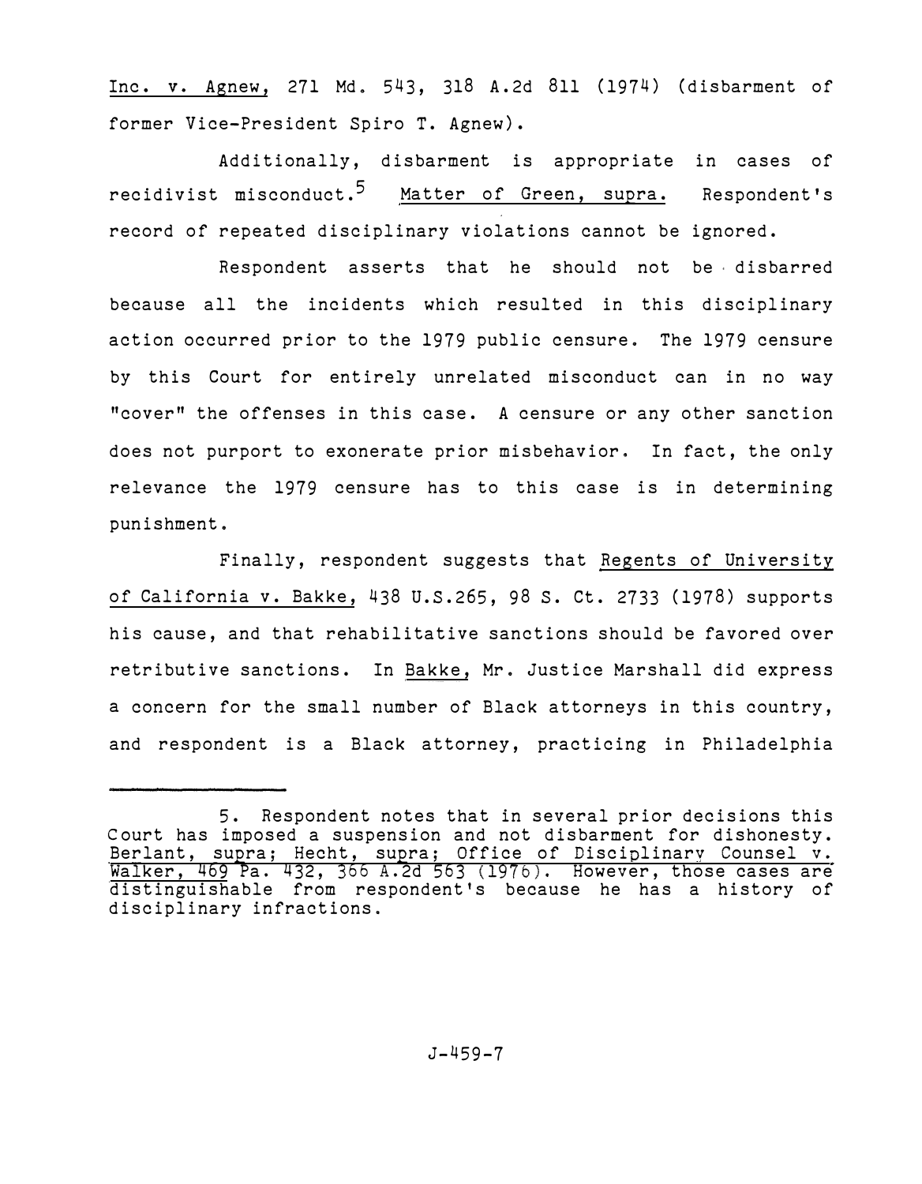Inc. v. Agnew, 271 Md. 543, 318 A.2d 811 (1974) (disbarment of former Vice-President Spiro T. Agnew).

Additionally, disbarment is appropriate in cases of recidivist misconduct.[5] Matter of Green, supra. Respondent's record of repeated disciplinary violations cannot be ignored.

Respondent asserts that he should not be disbarred because all the incidents which resulted in this disciplinary action occurred prior to the 1979 public censure. The 1979 censure by this Court for entirely unrelated misconduct can in no way "cover" the offenses in this case. A censure or any other sanction does not purport to exonerate prior misbehavior. In fact, the only relevance the 1979 censure has to this case is in determining punishment.

Finally, respondent suggests that Regents of University of California v. Bakke, 438 U.S.265, 98 S. Ct. 2733 (1978) supports his cause, and that rehabilitative sanctions should be favored over retributive sanctions. In Bakke, Mr. Justice Marshall did express a concern for the small number of Black attorneys in this country, and respondent is a Black attorney, practicing in Philadelphia

---

5. Respondent notes that in several prior decisions this Court has imposed a suspension and not disbarment for dishonesty. Berlant, supra; Hecht, supra; Office of Disciplinary Counsel v. Walker, 469 Pa. 432, 366 A.2d 563 (1976). However, those cases are distinguishable from respondent's because he has a history of disciplinary infractions.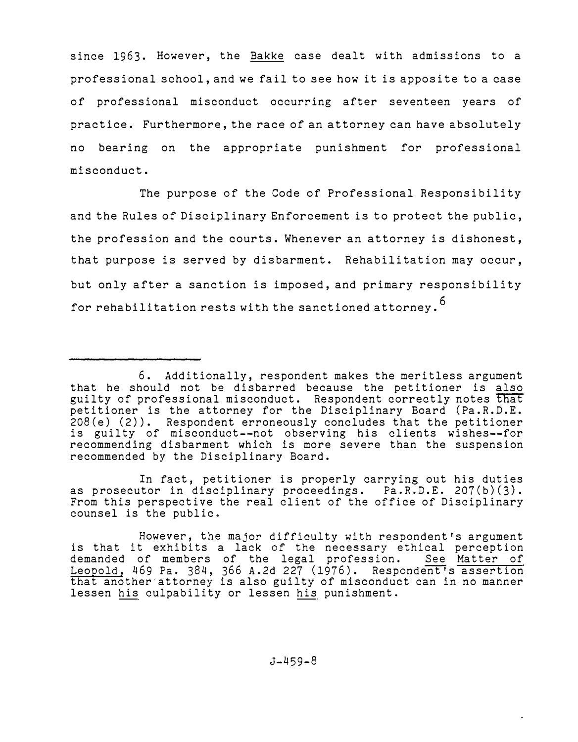since 1963. However, the _Bakke_ case dealt with admissions to a professional school, and we fail to see how it is apposite to a case of professional misconduct occurring after seventeen years of practice. Furthermore, the race of an attorney can have absolutely no bearing on the appropriate punishment for professional misconduct.

The purpose of the Code of Professional Responsibility and the Rules of Disciplinary Enforcement is to protect the public, the profession and the courts. Whenever an attorney is dishonest, that purpose is served by disbarment. Rehabilitation may occur, but only after a sanction is imposed, and primary responsibility for rehabilitation rests with the sanctioned attorney.[6]

---

6. Additionally, respondent makes the meritless argument that he should not be disbarred because the petitioner is _also_ guilty of professional misconduct. Respondent correctly notes _that_ petitioner is the attorney for the Disciplinary Board (Pa.R.D.E. 208(e) (2)). Respondent erroneously concludes that the petitioner is guilty of misconduct--not observing his clients wishes--for recommending disbarment which is more severe than the suspension recommended by the Disciplinary Board.

In fact, petitioner is properly carrying out his duties as prosecutor in disciplinary proceedings. Pa.R.D.E. 207(b)(3). From this perspective the real client of the office of Disciplinary counsel is the public.

However, the major difficulty with respondent's argument is that it exhibits a lack of the necessary ethical perception demanded of members of the legal profession. _See Matter of Leopold_, 469 Pa. 384, 366 A.2d 227 (1976). Respondent's assertion that another attorney is also guilty of misconduct can in no manner lessen _his_ culpability or lessen _his_ punishment.

J-459-8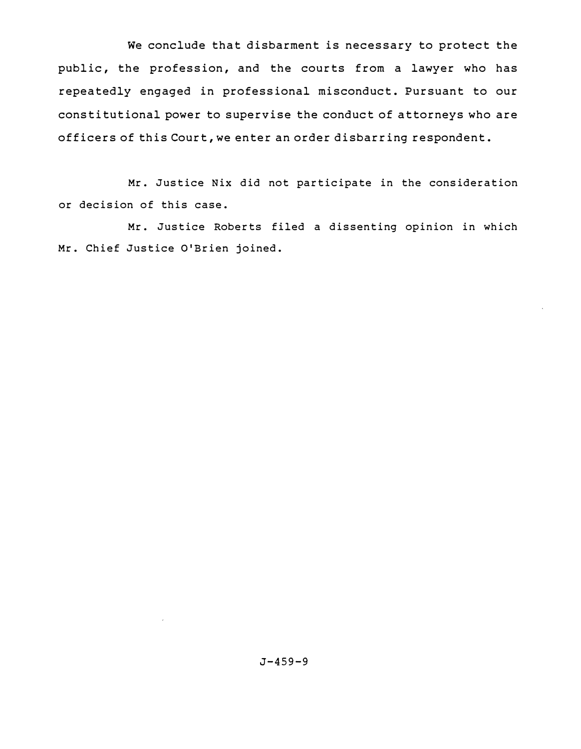We conclude that disbarment is necessary to protect the public, the profession, and the courts from a lawyer who has repeatedly engaged in professional misconduct. Pursuant to our constitutional power to supervise the conduct of attorneys who are officers of this Court, we enter an order disbarring respondent.

Mr. Justice Nix did not participate in the consideration or decision of this case.

Mr. Justice Roberts filed a dissenting opinion in which Mr. Chief Justice O'Brien joined.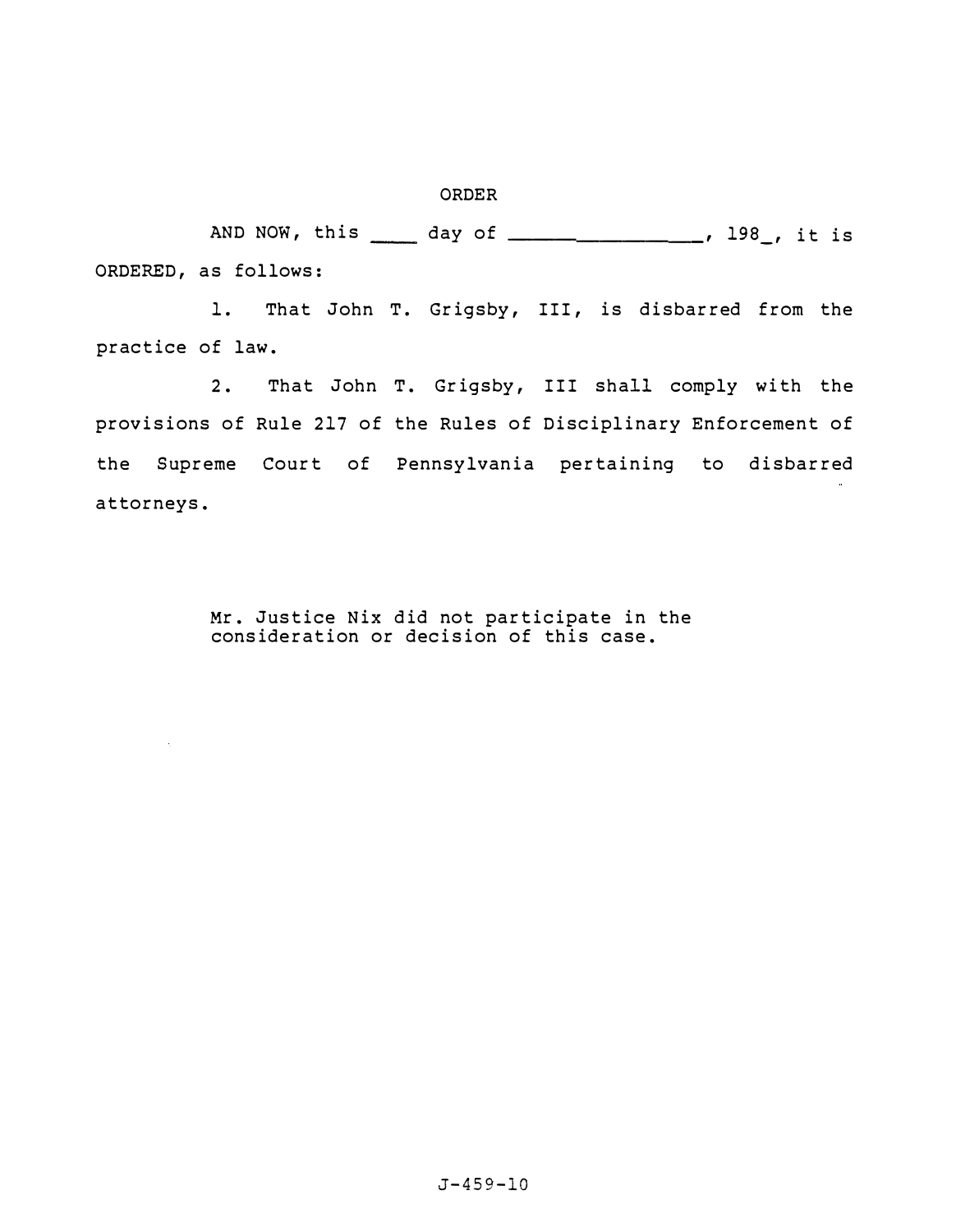ORDER

AND NOW, this ____ day of ________________, 198_, it is ORDERED, as follows:

1. That John T. Grigsby, III, is disbarred from the practice of law.

2. That John T. Grigsby, III shall comply with the provisions of Rule 217 of the Rules of Disciplinary Enforcement of the Supreme Court of Pennsylvania pertaining to disbarred attorneys.

Mr. Justice Nix did not participate in the consideration or decision of this case.

J-459-10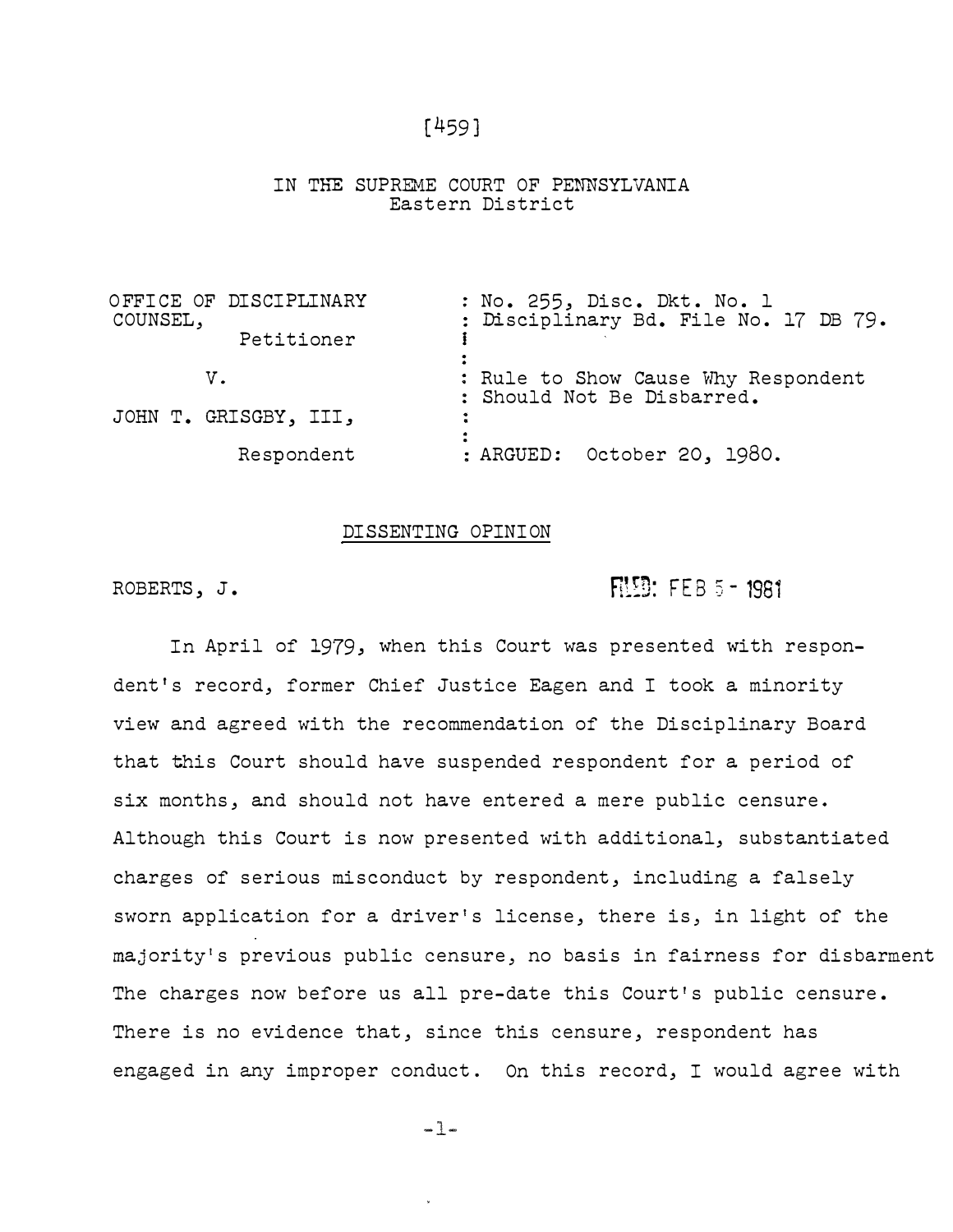[459]

IN THE SUPREME COURT OF PENNSYLVANIA
Eastern District

| | |
|---|---|
| OFFICE OF DISCIPLINARY COUNSEL, Petitioner | : No. 255, Disc. Dkt. No. 1 : Disciplinary Bd. File No. 17 DB 79. |
| v. | : Rule to Show Cause Why Respondent : Should Not Be Disbarred. |
| JOHN T. GRISGBY, III, Respondent | : ARGUED: October 20, 1980. |

## DISSENTING OPINION

ROBERTS, J. FILED: FEB 5 - 1981

In April of 1979, when this Court was presented with respondent's record, former Chief Justice Eagen and I took a minority view and agreed with the recommendation of the Disciplinary Board that this Court should have suspended respondent for a period of six months, and should not have entered a mere public censure. Although this Court is now presented with additional, substantiated charges of serious misconduct by respondent, including a falsely sworn application for a driver's license, there is, in light of the majority's previous public censure, no basis in fairness for disbarment The charges now before us all pre-date this Court's public censure. There is no evidence that, since this censure, respondent has engaged in any improper conduct. On this record, I would agree with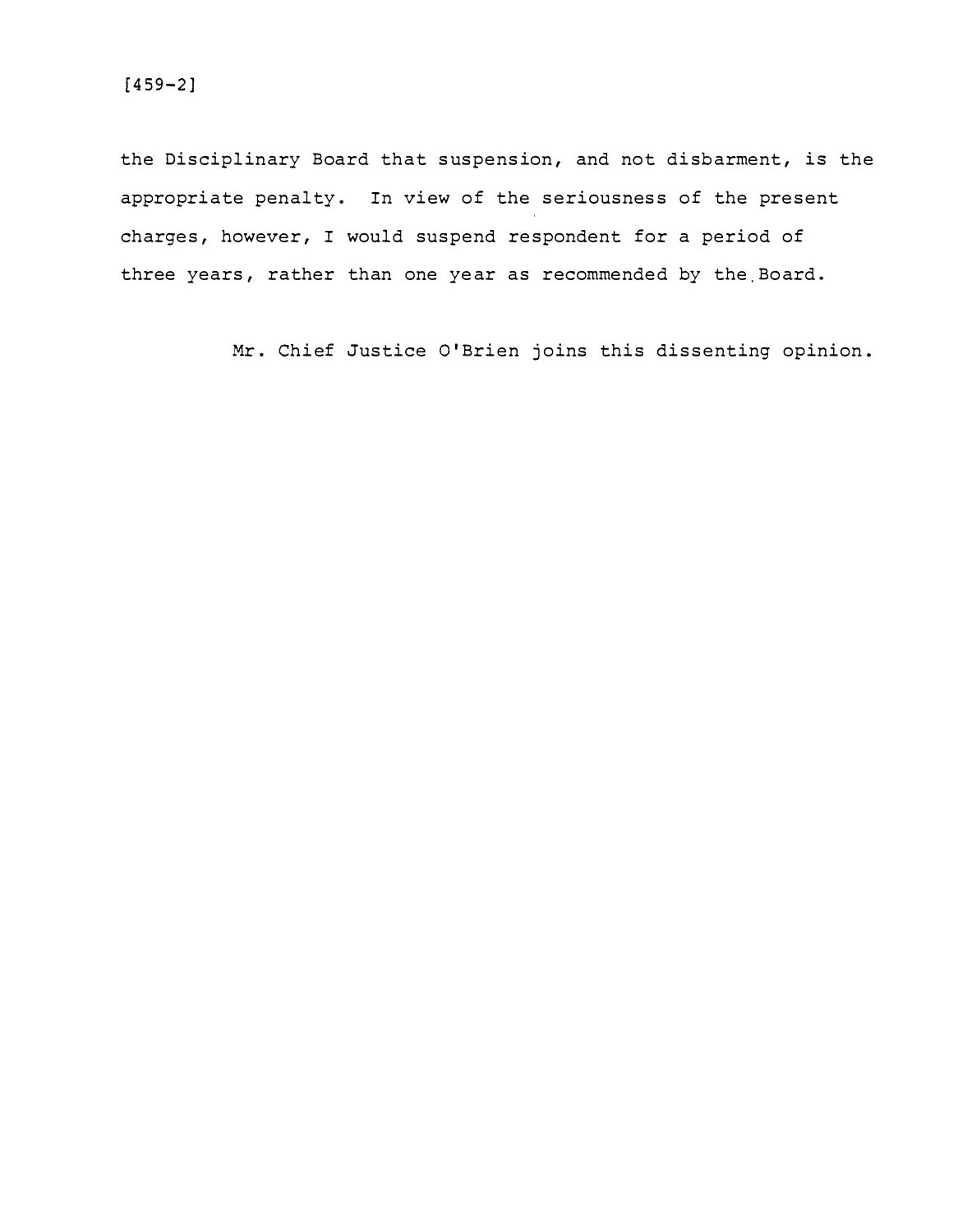the Disciplinary Board that suspension, and not disbarment, is the appropriate penalty. In view of the seriousness of the present charges, however, I would suspend respondent for a period of three years, rather than one year as recommended by the Board.

Mr. Chief Justice O'Brien joins this dissenting opinion.